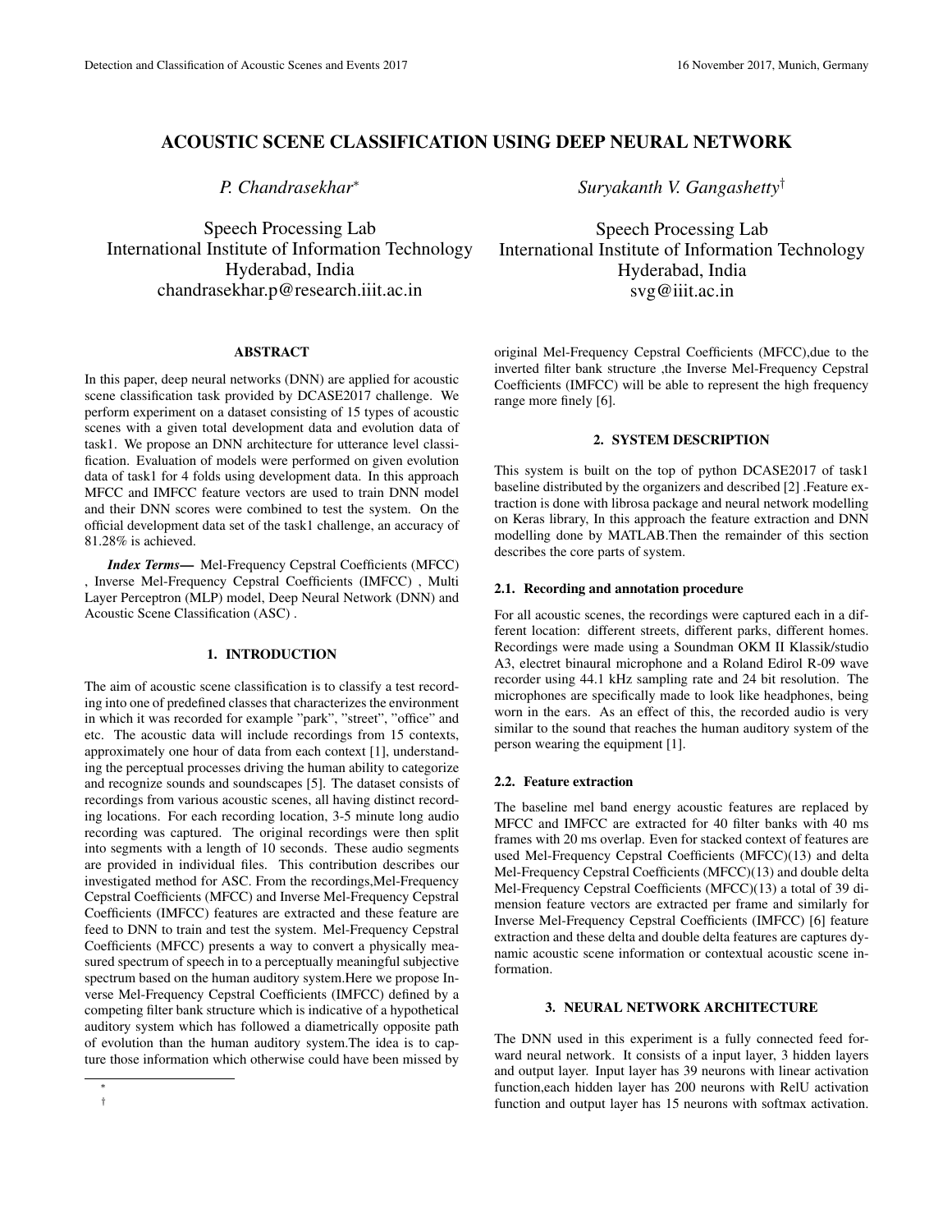# ACOUSTIC SCENE CLASSIFICATION USING DEEP NEURAL NETWORK

*P. Chandrasekhar*[*]

Speech Processing Lab
International Institute of Information Technology
Hyderabad, India
chandrasekhar.p@research.iiit.ac.in

*Suryakanth V. Gangashetty*[†]

Speech Processing Lab
International Institute of Information Technology
Hyderabad, India
svg@iiit.ac.in

## ABSTRACT

In this paper, deep neural networks (DNN) are applied for acoustic scene classification task provided by DCASE2017 challenge. We perform experiment on a dataset consisting of 15 types of acoustic scenes with a given total development data and evolution data of task1. We propose an DNN architecture for utterance level classification. Evaluation of models were performed on given evolution data of task1 for 4 folds using development data. In this approach MFCC and IMFCC feature vectors are used to train DNN model and their DNN scores were combined to test the system. On the official development data set of the task1 challenge, an accuracy of 81.28% is achieved.

***Index Terms*—** Mel-Frequency Cepstral Coefficients (MFCC) , Inverse Mel-Frequency Cepstral Coefficients (IMFCC) , Multi Layer Perceptron (MLP) model, Deep Neural Network (DNN) and Acoustic Scene Classification (ASC) .

## 1. INTRODUCTION

The aim of acoustic scene classification is to classify a test recording into one of predefined classes that characterizes the environment in which it was recorded for example "park", "street", "office" and etc. The acoustic data will include recordings from 15 contexts, approximately one hour of data from each context [1], understanding the perceptual processes driving the human ability to categorize and recognize sounds and soundscapes [5]. The dataset consists of recordings from various acoustic scenes, all having distinct recording locations. For each recording location, 3-5 minute long audio recording was captured. The original recordings were then split into segments with a length of 10 seconds. These audio segments are provided in individual files. This contribution describes our investigated method for ASC. From the recordings,Mel-Frequency Cepstral Coefficients (MFCC) and Inverse Mel-Frequency Cepstral Coefficients (IMFCC) features are extracted and these feature are feed to DNN to train and test the system. Mel-Frequency Cepstral Coefficients (MFCC) presents a way to convert a physically measured spectrum of speech in to a perceptually meaningful subjective spectrum based on the human auditory system.Here we propose Inverse Mel-Frequency Cepstral Coefficients (IMFCC) defined by a competing filter bank structure which is indicative of a hypothetical auditory system which has followed a diametrically opposite path of evolution than the human auditory system.The idea is to capture those information which otherwise could have been missed by original Mel-Frequency Cepstral Coefficients (MFCC),due to the inverted filter bank structure ,the Inverse Mel-Frequency Cepstral Coefficients (IMFCC) will be able to represent the high frequency range more finely [6].

## 2. SYSTEM DESCRIPTION

This system is built on the top of python DCASE2017 of task1 baseline distributed by the organizers and described [2] .Feature extraction is done with librosa package and neural network modelling on Keras library, In this approach the feature extraction and DNN modelling done by MATLAB.Then the remainder of this section describes the core parts of system.

### 2.1. Recording and annotation procedure

For all acoustic scenes, the recordings were captured each in a different location: different streets, different parks, different homes. Recordings were made using a Soundman OKM II Klassik/studio A3, electret binaural microphone and a Roland Edirol R-09 wave recorder using 44.1 kHz sampling rate and 24 bit resolution. The microphones are specifically made to look like headphones, being worn in the ears. As an effect of this, the recorded audio is very similar to the sound that reaches the human auditory system of the person wearing the equipment [1].

### 2.2. Feature extraction

The baseline mel band energy acoustic features are replaced by MFCC and IMFCC are extracted for 40 filter banks with 40 ms frames with 20 ms overlap. Even for stacked context of features are used Mel-Frequency Cepstral Coefficients (MFCC)(13) and delta Mel-Frequency Cepstral Coefficients (MFCC)(13) and double delta Mel-Frequency Cepstral Coefficients (MFCC)(13) a total of 39 dimension feature vectors are extracted per frame and similarly for Inverse Mel-Frequency Cepstral Coefficients (IMFCC) [6] feature extraction and these delta and double delta features are captures dynamic acoustic scene information or contextual acoustic scene information.

## 3. NEURAL NETWORK ARCHITECTURE

The DNN used in this experiment is a fully connected feed forward neural network. It consists of a input layer, 3 hidden layers and output layer. Input layer has 39 neurons with linear activation function,each hidden layer has 200 neurons with RelU activation function and output layer has 15 neurons with softmax activation.

[*]

[†]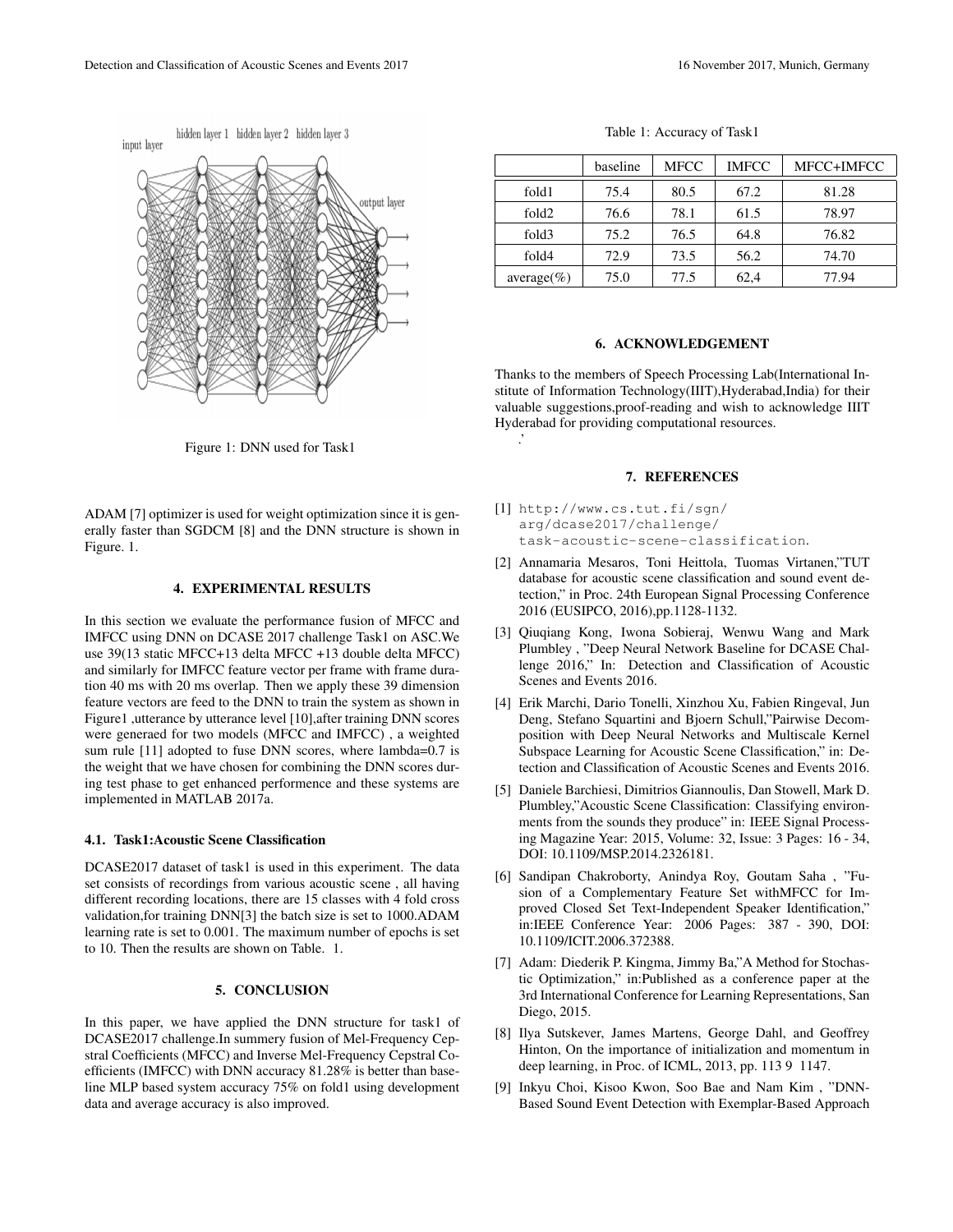Figure 1: DNN used for Task1

ADAM [7] optimizer is used for weight optimization since it is generally faster than SGDCM [8] and the DNN structure is shown in Figure. 1.

## 4. EXPERIMENTAL RESULTS

In this section we evaluate the performance fusion of MFCC and IMFCC using DNN on DCASE 2017 challenge Task1 on ASC.We use 39(13 static MFCC+13 delta MFCC +13 double delta MFCC) and similarly for IMFCC feature vector per frame with frame duration 40 ms with 20 ms overlap. Then we apply these 39 dimension feature vectors are feed to the DNN to train the system as shown in Figure1 ,utterance by utterance level [10],after training DNN scores were generaed for two models (MFCC and IMFCC) , a weighted sum rule [11] adopted to fuse DNN scores, where lambda=0.7 is the weight that we have chosen for combining the DNN scores during test phase to get enhanced performence and these systems are implemented in MATLAB 2017a.

### 4.1. Task1:Acoustic Scene Classification

DCASE2017 dataset of task1 is used in this experiment. The data set consists of recordings from various acoustic scene , all having different recording locations, there are 15 classes with 4 fold cross validation,for training DNN[3] the batch size is set to 1000.ADAM learning rate is set to 0.001. The maximum number of epochs is set to 10. Then the results are shown on Table. 1.

## 5. CONCLUSION

In this paper, we have applied the DNN structure for task1 of DCASE2017 challenge.In summery fusion of Mel-Frequency Cepstral Coefficients (MFCC) and Inverse Mel-Frequency Cepstral Coefficients (IMFCC) with DNN accuracy 81.28% is better than baseline MLP based system accuracy 75% on fold1 using development data and average accuracy is also improved.

Table 1: Accuracy of Task1

| | baseline | MFCC | IMFCC | MFCC+IMFCC |
|---|---|---|---|---|
| fold1 | 75.4 | 80.5 | 67.2 | 81.28 |
| fold2 | 76.6 | 78.1 | 61.5 | 78.97 |
| fold3 | 75.2 | 76.5 | 64.8 | 76.82 |
| fold4 | 72.9 | 73.5 | 56.2 | 74.70 |
| average(%) | 75.0 | 77.5 | 62,4 | 77.94 |

## 6. ACKNOWLEDGEMENT

Thanks to the members of Speech Processing Lab(International Institute of Information Technology(IIIT),Hyderabad,India) for their valuable suggestions,proof-reading and wish to acknowledge IIIT Hyderabad for providing computational resources.

## 7. REFERENCES

[1] http://www.cs.tut.fi/sgn/arg/dcase2017/challenge/task-acoustic-scene-classification.

[2] Annamaria Mesaros, Toni Heittola, Tuomas Virtanen,"TUT database for acoustic scene classification and sound event detection," in Proc. 24th European Signal Processing Conference 2016 (EUSIPCO, 2016),pp.1128-1132.

[3] Qiuqiang Kong, Iwona Sobieraj, Wenwu Wang and Mark Plumbley , "Deep Neural Network Baseline for DCASE Challenge 2016," In: Detection and Classification of Acoustic Scenes and Events 2016.

[4] Erik Marchi, Dario Tonelli, Xinzhou Xu, Fabien Ringeval, Jun Deng, Stefano Squartini and Bjoern Schull,"Pairwise Decomposition with Deep Neural Networks and Multiscale Kernel Subspace Learning for Acoustic Scene Classification," in: Detection and Classification of Acoustic Scenes and Events 2016.

[5] Daniele Barchiesi, Dimitrios Giannoulis, Dan Stowell, Mark D. Plumbley,"Acoustic Scene Classification: Classifying environments from the sounds they produce" in: IEEE Signal Processing Magazine Year: 2015, Volume: 32, Issue: 3 Pages: 16 - 34, DOI: 10.1109/MSP.2014.2326181.

[6] Sandipan Chakroborty, Anindya Roy, Goutam Saha , "Fusion of a Complementary Feature Set withMFCC for Improved Closed Set Text-Independent Speaker Identification," in:IEEE Conference Year: 2006 Pages: 387 - 390, DOI: 10.1109/ICIT.2006.372388.

[7] Adam: Diederik P. Kingma, Jimmy Ba,"A Method for Stochastic Optimization," in:Published as a conference paper at the 3rd International Conference for Learning Representations, San Diego, 2015.

[8] Ilya Sutskever, James Martens, George Dahl, and Geoffrey Hinton, On the importance of initialization and momentum in deep learning, in Proc. of ICML, 2013, pp. 113 9 1147.

[9] Inkyu Choi, Kisoo Kwon, Soo Bae and Nam Kim , "DNN-Based Sound Event Detection with Exemplar-Based Approach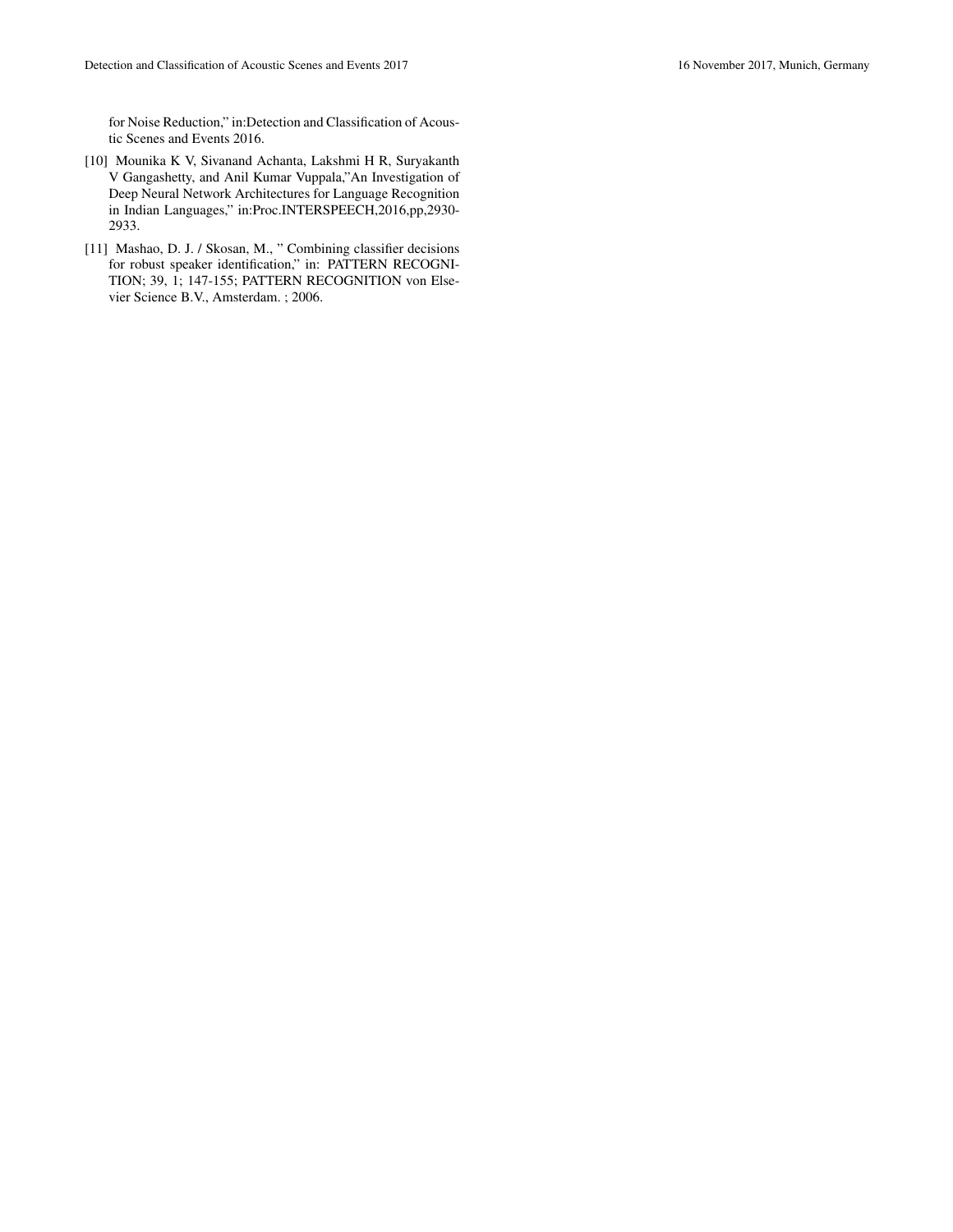for Noise Reduction," in:Detection and Classification of Acoustic Scenes and Events 2016.

[10] Mounika K V, Sivanand Achanta, Lakshmi H R, Suryakanth V Gangashetty, and Anil Kumar Vuppala,"An Investigation of Deep Neural Network Architectures for Language Recognition in Indian Languages," in:Proc.INTERSPEECH,2016,pp,2930-2933.

[11] Mashao, D. J. / Skosan, M., " Combining classifier decisions for robust speaker identification," in: PATTERN RECOGNITION; 39, 1; 147-155; PATTERN RECOGNITION von Elsevier Science B.V., Amsterdam. ; 2006.